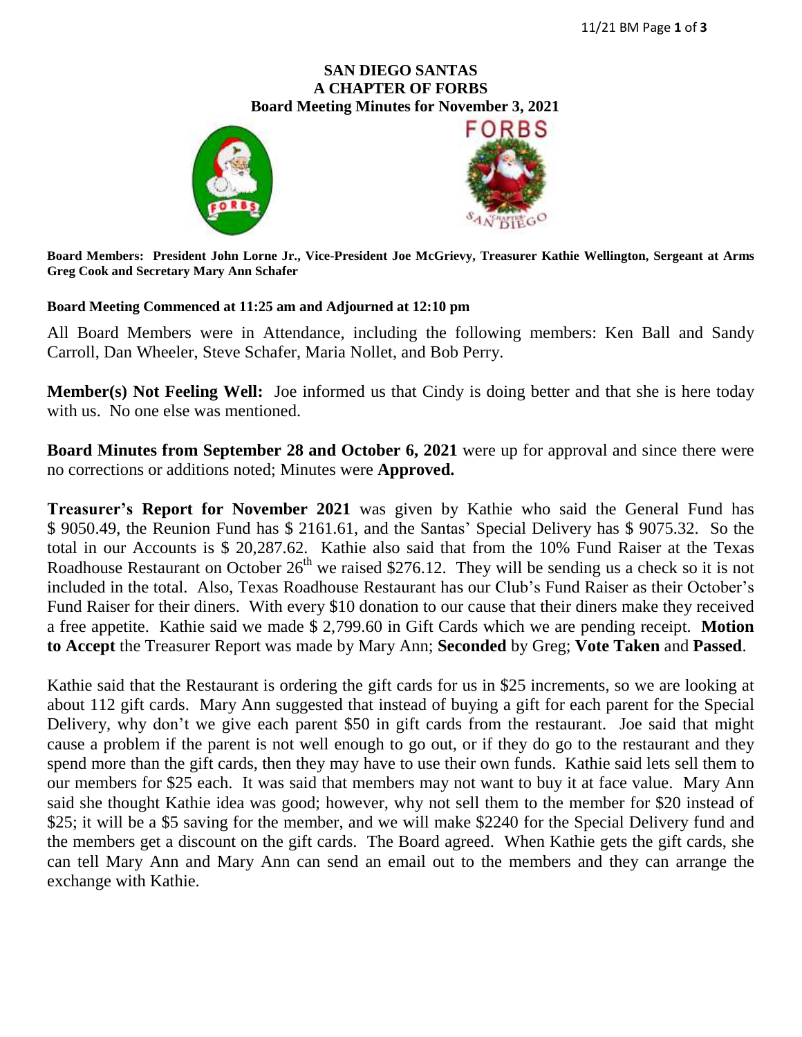# SAN DIEGO SANTAS
## A CHAPTER OF FORBS
### Board Meeting Minutes for November 3, 2021

**Board Members: President John Lorne Jr., Vice-President Joe McGrievy, Treasurer Kathie Wellington, Sergeant at Arms Greg Cook and Secretary Mary Ann Schafer**

**Board Meeting Commenced at 11:25 am and Adjourned at 12:10 pm**

All Board Members were in Attendance, including the following members: Ken Ball and Sandy Carroll, Dan Wheeler, Steve Schafer, Maria Nollet, and Bob Perry.

**Member(s) Not Feeling Well:** Joe informed us that Cindy is doing better and that she is here today with us. No one else was mentioned.

**Board Minutes from September 28 and October 6, 2021** were up for approval and since there were no corrections or additions noted; Minutes were **Approved.**

**Treasurer's Report for November 2021** was given by Kathie who said the General Fund has $ 9050.49, the Reunion Fund has $ 2161.61, and the Santas' Special Delivery has $ 9075.32. So the total in our Accounts is $ 20,287.62. Kathie also said that from the 10% Fund Raiser at the Texas Roadhouse Restaurant on October 26th we raised $276.12. They will be sending us a check so it is not included in the total. Also, Texas Roadhouse Restaurant has our Club's Fund Raiser as their October's Fund Raiser for their diners. With every $10 donation to our cause that their diners make they received a free appetite. Kathie said we made $ 2,799.60 in Gift Cards which we are pending receipt. **Motion to Accept** the Treasurer Report was made by Mary Ann; **Seconded** by Greg; **Vote Taken** and **Passed**.

Kathie said that the Restaurant is ordering the gift cards for us in $25 increments, so we are looking at about 112 gift cards. Mary Ann suggested that instead of buying a gift for each parent for the Special Delivery, why don't we give each parent $50 in gift cards from the restaurant. Joe said that might cause a problem if the parent is not well enough to go out, or if they do go to the restaurant and they spend more than the gift cards, then they may have to use their own funds. Kathie said lets sell them to our members for $25 each. It was said that members may not want to buy it at face value. Mary Ann said she thought Kathie idea was good; however, why not sell them to the member for $20 instead of $25; it will be a $5 saving for the member, and we will make $2240 for the Special Delivery fund and the members get a discount on the gift cards. The Board agreed. When Kathie gets the gift cards, she can tell Mary Ann and Mary Ann can send an email out to the members and they can arrange the exchange with Kathie.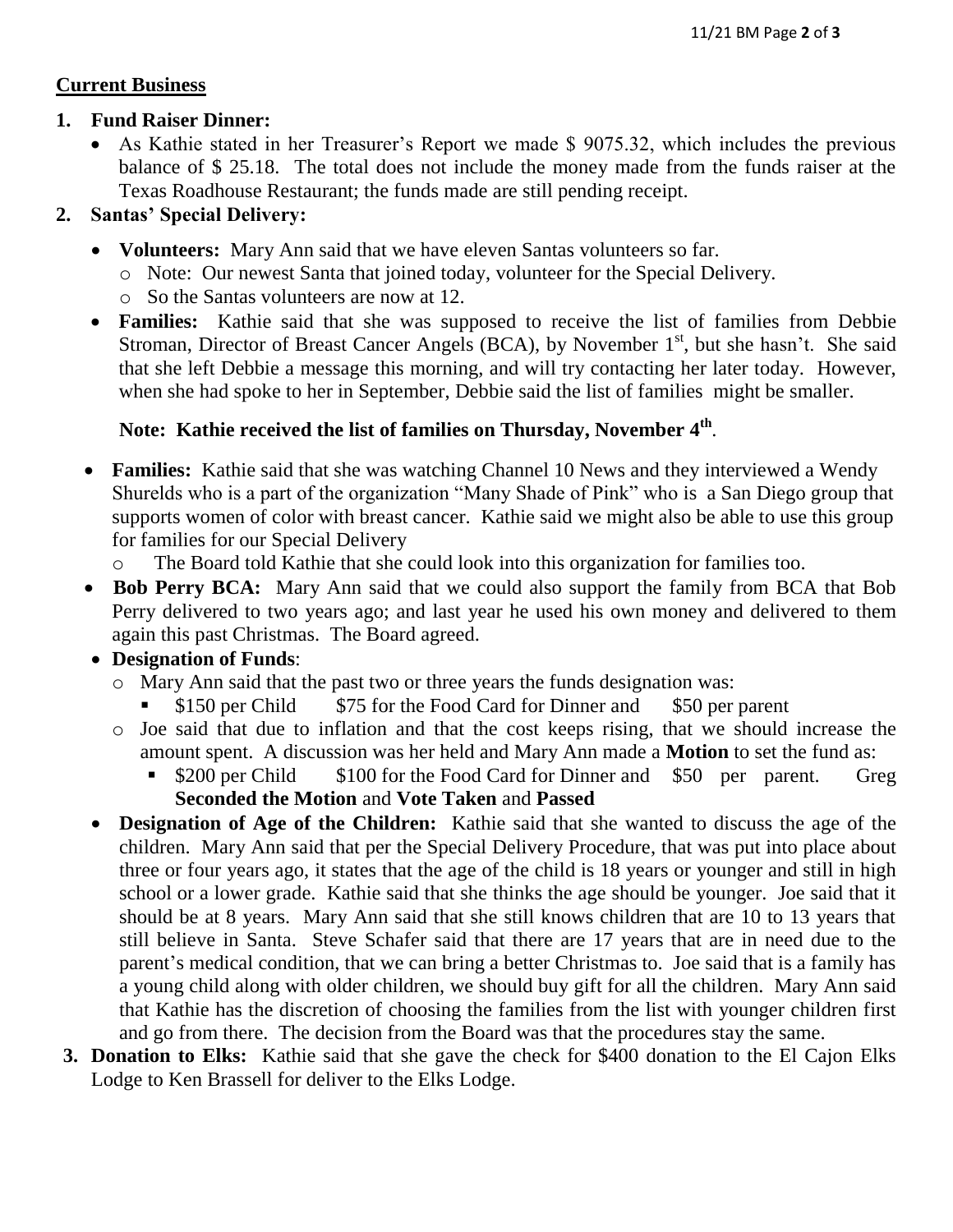## Current Business

1. **Fund Raiser Dinner:**
   - As Kathie stated in her Treasurer's Report we made $ 9075.32, which includes the previous balance of $ 25.18. The total does not include the money made from the funds raiser at the Texas Roadhouse Restaurant; the funds made are still pending receipt.

2. **Santas' Special Delivery:**
   - **Volunteers:** Mary Ann said that we have eleven Santas volunteers so far.
     - Note: Our newest Santa that joined today, volunteer for the Special Delivery.
     - So the Santas volunteers are now at 12.
   - **Families:** Kathie said that she was supposed to receive the list of families from Debbie Stroman, Director of Breast Cancer Angels (BCA), by November 1st, but she hasn't. She said that she left Debbie a message this morning, and will try contacting her later today. However, when she had spoke to her in September, Debbie said the list of families might be smaller.

   **Note: Kathie received the list of families on Thursday, November 4th**.

   - **Families:** Kathie said that she was watching Channel 10 News and they interviewed a Wendy Shurelds who is a part of the organization "Many Shade of Pink" who is a San Diego group that supports women of color with breast cancer. Kathie said we might also be able to use this group for families for our Special Delivery
     - The Board told Kathie that she could look into this organization for families too.
   - **Bob Perry BCA:** Mary Ann said that we could also support the family from BCA that Bob Perry delivered to two years ago; and last year he used his own money and delivered to them again this past Christmas. The Board agreed.
   - **Designation of Funds**:
     - Mary Ann said that the past two or three years the funds designation was:
       - $150 per Child $75 for the Food Card for Dinner and $50 per parent
     - Joe said that due to inflation and that the cost keeps rising, that we should increase the amount spent. A discussion was her held and Mary Ann made a **Motion** to set the fund as:
       - $200 per Child $100 for the Food Card for Dinner and $50 per parent. Greg **Seconded the Motion** and **Vote Taken** and **Passed**
   - **Designation of Age of the Children:** Kathie said that she wanted to discuss the age of the children. Mary Ann said that per the Special Delivery Procedure, that was put into place about three or four years ago, it states that the age of the child is 18 years or younger and still in high school or a lower grade. Kathie said that she thinks the age should be younger. Joe said that it should be at 8 years. Mary Ann said that she still knows children that are 10 to 13 years that still believe in Santa. Steve Schafer said that there are 17 years that are in need due to the parent's medical condition, that we can bring a better Christmas to. Joe said that is a family has a young child along with older children, we should buy gift for all the children. Mary Ann said that Kathie has the discretion of choosing the families from the list with younger children first and go from there. The decision from the Board was that the procedures stay the same.

3. **Donation to Elks:** Kathie said that she gave the check for $400 donation to the El Cajon Elks Lodge to Ken Brassell for deliver to the Elks Lodge.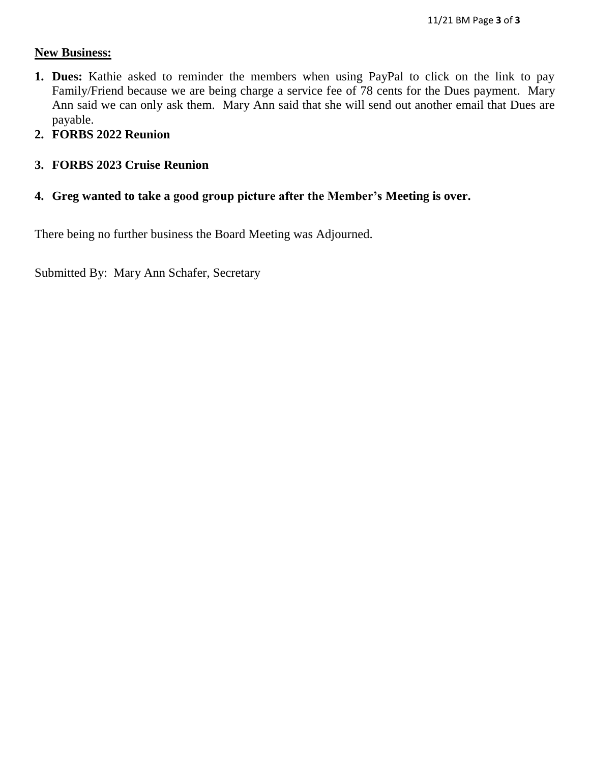**New Business:**

1. **Dues:** Kathie asked to reminder the members when using PayPal to click on the link to pay Family/Friend because we are being charge a service fee of 78 cents for the Dues payment. Mary Ann said we can only ask them. Mary Ann said that she will send out another email that Dues are payable.
2. **FORBS 2022 Reunion**
3. **FORBS 2023 Cruise Reunion**
4. **Greg wanted to take a good group picture after the Member's Meeting is over.**

There being no further business the Board Meeting was Adjourned.

Submitted By: Mary Ann Schafer, Secretary